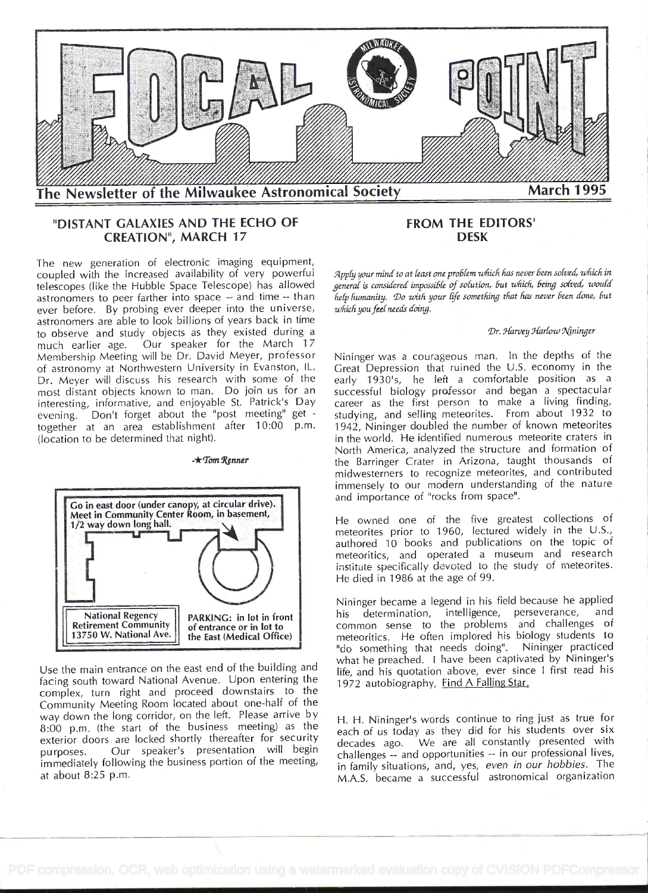# FOCAL POINT

**The Newsletter of the Milwaukee Astronomical Society** — **March 1995**

## "DISTANT GALAXIES AND THE ECHO OF CREATION", MARCH 17

The new generation of electronic imaging equipment, coupled with the increased availability of very powerful telescopes (like the Hubble Space Telescope) has allowed astronomers to peer farther into space -- and time -- than ever before. By probing ever deeper into the universe, astronomers are able to look billions of years back in time to observe and study objects as they existed during a much earlier age. Our speaker for the March 17 Membership Meeting will be Dr. David Meyer, professor of astronomy at Northwestern University in Evanston, IL. Dr. Meyer will discuss his research with some of the most distant objects known to man. Do join us for an interesting, informative, and enjoyable St. Patrick's Day evening. Don't forget about the "post meeting" get - together at an area establishment after 10:00 p.m. (location to be determined that night).

*-★Tom Renner*

**Go in east door (under canopy, at circular drive). Meet in Community Center Room, in basement, 1/2 way down long hall.**

**National Regency Retirement Community 13750 W. National Ave.**

**PARKING: in lot in front of entrance or in lot to the East (Medical Office)**

Use the main entrance on the east end of the building and facing south toward National Avenue. Upon entering the complex, turn right and proceed downstairs to the Community Meeting Room located about one-half of the way down the long corridor, on the left. Please arrive by 8:00 p.m. (the start of the business meeting) as the exterior doors are locked shortly thereafter for security purposes. Our speaker's presentation will begin immediately following the business portion of the meeting, at about 8:25 p.m.

## FROM THE EDITORS' DESK

*Apply your mind to at least one problem which has never been solved, which in general is considered impossible of solution, but which, being solved, would help humanity. Do with your life something that has never been done, but which you feel needs doing.*

*Dr. Harvey Harlow Nininger*

Nininger was a courageous man. In the depths of the Great Depression that ruined the U.S. economy in the early 1930's, he left a comfortable position as a successful biology professor and began a spectacular career as the first person to make a living finding, studying, and selling meteorites. From about 1932 to 1942, Nininger doubled the number of known meteorites in the world. He identified numerous meteorite craters in North America, analyzed the structure and formation of the Barringer Crater in Arizona, taught thousands of midwesterners to recognize meteorites, and contributed immensely to our modern understanding of the nature and importance of "rocks from space".

He owned one of the five greatest collections of meteorites prior to 1960, lectured widely in the U.S., authored 10 books and publications on the topic of meteoritics, and operated a museum and research institute specifically devoted to the study of meteorites. He died in 1986 at the age of 99.

Nininger became a legend in his field because he applied his determination, intelligence, perseverance, and common sense to the problems and challenges of meteoritics. He often implored his biology students to "do something that needs doing". Nininger practiced what he preached. I have been captivated by Nininger's life, and his quotation above, ever since I first read his 1972 autobiography, Find A Falling Star.

H. H. Nininger's words continue to ring just as true for each of us today as they did for his students over six decades ago. We are all constantly presented with challenges -- and opportunities -- in our professional lives, in family situations, and, yes, *even in our hobbies*. The M.A.S. became a successful astronomical organization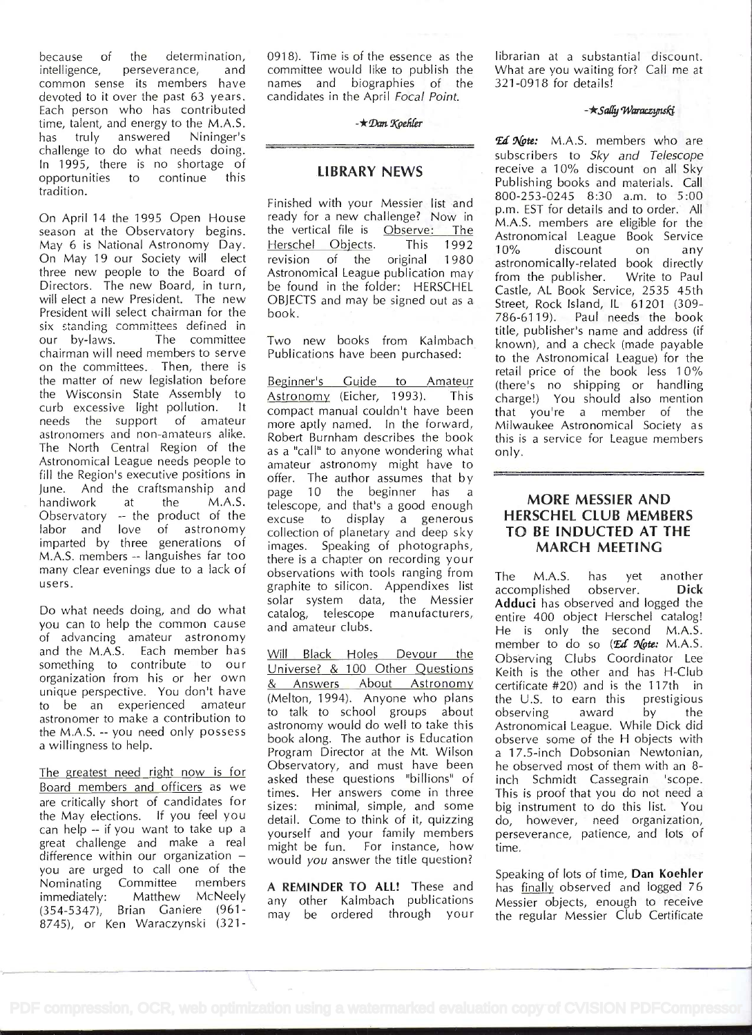because of the determination, intelligence, perseverance, and common sense its members have devoted to it over the past 63 years. Each person who has contributed time, talent, and energy to the M.A.S. has truly answered Nininger's challenge to do what needs doing. In 1995, there is no shortage of opportunities to continue this tradition.

On April 14 the 1995 Open House season at the Observatory begins. May 6 is National Astronomy Day. On May 19 our Society will elect three new people to the Board of Directors. The new Board, in turn, will elect a new President. The new President will select chairman for the six standing committees defined in our by-laws. The committee chairman will need members to serve on the committees. Then, there is the matter of new legislation before the Wisconsin State Assembly to curb excessive light pollution. It needs the support of amateur astronomers and non-amateurs alike. The North Central Region of the Astronomical League needs people to fill the Region's executive positions in June. And the craftsmanship and handiwork at the M.A.S. Observatory -- the product of the labor and love of astronomy imparted by three generations of M.A.S. members -- languishes far too many clear evenings due to a lack of users.

Do what needs doing, and do what you can to help the common cause of advancing amateur astronomy and the M.A.S. Each member has something to contribute to our organization from his or her own unique perspective. You don't have to be an experienced amateur astronomer to make a contribution to the M.A.S. -- you need only possess a willingness to help.

The greatest need right now is for Board members and officers as we are critically short of candidates for the May elections. If you feel you can help -- if you want to take up a great challenge and make a real difference within our organization -- you are urged to call one of the Nominating Committee members immediately: Matthew McNeely (354-5347), Brian Ganiere (961-8745), or Ken Waraczynski (321-0918). Time is of the essence as the committee would like to publish the names and biographies of the candidates in the April *Focal Point*.

-★*Dan Koehler*

## LIBRARY NEWS

Finished with your Messier list and ready for a new challenge? Now in the vertical file is Observe: The Herschel Objects. This 1992 revision of the original 1980 Astronomical League publication may be found in the folder: HERSCHEL OBJECTS and may be signed out as a book.

Two new books from Kalmbach Publications have been purchased:

Beginner's Guide to Amateur Astronomy (Eicher, 1993). This compact manual couldn't have been more aptly named. In the forward, Robert Burnham describes the book as a "call" to anyone wondering what amateur astronomy might have to offer. The author assumes that by page 10 the beginner has a telescope, and that's a good enough excuse to display a generous collection of planetary and deep sky images. Speaking of photographs, there is a chapter on recording your observations with tools ranging from graphite to silicon. Appendixes list solar system data, the Messier catalog, telescope manufacturers, and amateur clubs.

Will Black Holes Devour the Universe? & 100 Other Questions & Answers About Astronomy (Melton, 1994). Anyone who plans to talk to school groups about astronomy would do well to take this book along. The author is Education Program Director at the Mt. Wilson Observatory, and must have been asked these questions "billions" of times. Her answers come in three sizes: minimal, simple, and some detail. Come to think of it, quizzing yourself and your family members might be fun. For instance, how would *you* answer the title question?

**A REMINDER TO ALL!** These and any other Kalmbach publications may be ordered through your librarian at a substantial discount. What are you waiting for? Call me at 321-0918 for details!

-★*Sally Waraczynski*

***Ed Note:*** M.A.S. members who are subscribers to *Sky and Telescope* receive a 10% discount on all Sky Publishing books and materials. Call 800-253-0245 8:30 a.m. to 5:00 p.m. EST for details and to order. All M.A.S. members are eligible for the Astronomical League Book Service 10% discount on any astronomically-related book directly from the publisher. Write to Paul Castle, AL Book Service, 2535 45th Street, Rock Island, IL 61201 (309-786-6119). Paul needs the book title, publisher's name and address (if known), and a check (made payable to the Astronomical League) for the retail price of the book less 10% (there's no shipping or handling charge!) You should also mention that you're a member of the Milwaukee Astronomical Society as this is a service for League members only.

## MORE MESSIER AND HERSCHEL CLUB MEMBERS TO BE INDUCTED AT THE MARCH MEETING

The M.A.S. has yet another accomplished observer. **Dick Adduci** has observed and logged the entire 400 object Herschel catalog! He is only the second M.A.S. member to do so (***Ed Note:*** M.A.S. Observing Clubs Coordinator Lee Keith is the other and has H-Club certificate #20) and is the 117th in the U.S. to earn this prestigious observing award by the Astronomical League. While Dick did observe some of the H objects with a 17.5-inch Dobsonian Newtonian, he observed most of them with an 8-inch Schmidt Cassegrain 'scope. This is proof that you do not need a big instrument to do this list. You do, however, need organization, perseverance, patience, and lots of time.

Speaking of lots of time, **Dan Koehler** has finally observed and logged 76 Messier objects, enough to receive the regular Messier Club Certificate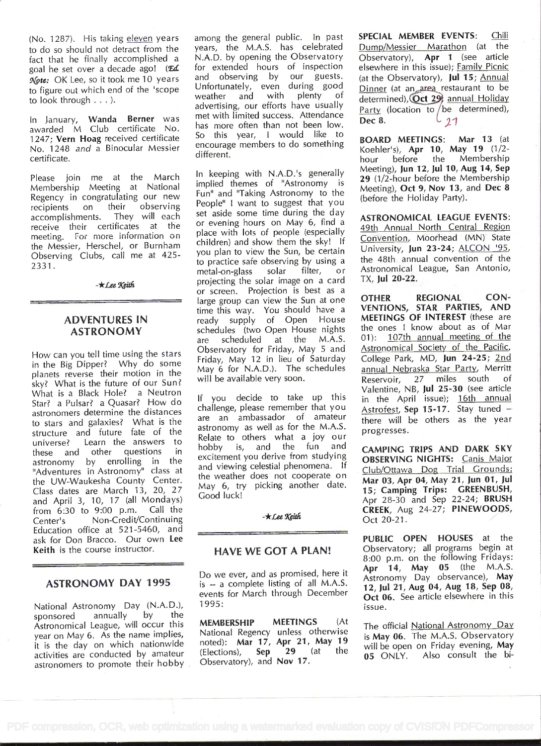(No. 1287). His taking eleven years to do so should not detract from the fact that he finally accomplished a goal he set over a decade ago! (*Ed. Note:* OK Lee, so it took me 10 years to figure out which end of the 'scope to look through . . . ).

In January, **Wanda Berner** was awarded M Club certificate No. 1247; **Vern Hoag** received certificate No. 1248 *and* a Binocular Messier certificate.

Please join me at the March Membership Meeting at National Regency in congratulating our new recipients on their observing accomplishments. They will each receive their certificates at the meeting. For more information on the Messier, Herschel, or Burnham Observing Clubs, call me at 425-2331.

-★*Lee Keith*

## ADVENTURES IN ASTRONOMY

How can you tell time using the stars in the Big Dipper? Why do some planets reverse their motion in the sky? What is the future of our Sun? What is a Black Hole? a Neutron Star? a Pulsar? a Quasar? How do astronomers determine the distances to stars and galaxies? What is the structure and future fate of the universe? Learn the answers to these and other questions in astronomy by enrolling in the "Adventures in Astronomy" class at the UW-Waukesha County Center. Class dates are March 13, 20, 27 and April 3, 10, 17 (all Mondays) from 6:30 to 9:00 p.m. Call the Center's Non-Credit/Continuing Education office at 521-5460, and ask for Don Bracco. Our own **Lee Keith** is the course instructor.

## ASTRONOMY DAY 1995

National Astronomy Day (N.A.D.), sponsored annually by the Astronomical League, will occur this year on May 6. As the name implies, it is the day on which nationwide activities are conducted by amateur astronomers to promote their hobby among the general public. In past years, the M.A.S. has celebrated N.A.D. by opening the Observatory for extended hours of inspection and observing by our guests. Unfortunately, even during good weather and with plenty of advertising, our efforts have usually met with limited success. Attendance has more often than not been low. So this year, I would like to encourage members to do something different.

In keeping with N.A.D.'s generally implied themes of "Astronomy is Fun" and "Taking Astronomy to the People" I want to suggest that you set aside some time during the day or evening hours on May 6, find a place with lots of people (especially children) and show them the sky! If you plan to view the Sun, be certain to practice safe observing by using a metal-on-glass solar filter, or projecting the solar image on a card or screen. Projection is best as a large group can view the Sun at one time this way. You should have a ready supply of Open House schedules (two Open House nights are scheduled at the M.A.S. Observatory for Friday, May 5 and Friday, May 12 in lieu of Saturday May 6 for N.A.D.). The schedules will be available very soon.

If you decide to take up this challenge, please remember that you are an ambassador of amateur astronomy as well as for the M.A.S. Relate to others what a joy our hobby is, and the fun and excitement you derive from studying and viewing celestial phenomena. If the weather does not cooperate on May 6, try picking another date. Good luck!

-★*Lee Keith*

## HAVE WE GOT A PLAN!

Do we ever, and as promised, here it is -- a complete listing of all M.A.S. events for March through December 1995:

**MEMBERSHIP MEETINGS** (At National Regency unless otherwise noted): **Mar 17**, **Apr 21**, **May 19** (Elections), **Sep 29** (at the Observatory), and **Nov 17**.

**SPECIAL MEMBER EVENTS**: Chili Dump/Messier Marathon (at the Observatory), **Apr 1** (see article elsewhere in this issue); Family Picnic (at the Observatory), **Jul 15**; Annual Dinner (at an area restaurant to be determined), **Oct 29**; annual Holiday Party (location to be determined), **Dec 8**. 21

**BOARD MEETINGS**: **Mar 13** (at Koehler's), **Apr 10**, **May 19** (1/2-hour before the Membership Meeting), **Jun 12**, **Jul 10**, **Aug 14**, **Sep 29** (1/2-hour before the Membership Meeting), **Oct 9**, **Nov 13**, and **Dec 8** (before the Holiday Party).

**ASTRONOMICAL LEAGUE EVENTS**: 49th Annual North Central Region Convention, Moorhead (MN) State University, **Jun 23-24**; ALCON '95, the 48th annual convention of the Astronomical League, San Antonio, TX, **Jul 20-22**.

**OTHER REGIONAL CONVENTIONS, STAR PARTIES, AND MEETINGS OF INTEREST** (these are the ones I know about as of Mar 01): 107th annual meeting of the Astronomical Society of the Pacific, College Park, MD, **Jun 24-25**; 2nd annual Nebraska Star Party, Merritt Reservoir, 27 miles south of Valentine, NB, **Jul 25-30** (see article in the April issue); 16th annual Astrofest, **Sep 15-17**. Stay tuned -- there will be others as the year progresses.

**CAMPING TRIPS AND DARK SKY OBSERVING NIGHTS**: Canis Major Club/Ottawa Dog Trial Grounds: **Mar 03**, **Apr 04**, **May 21**, **Jun 01**, **Jul 15**; **Camping Trips: GREENBUSH**, Apr 28-30 and Sep 22-24; **BRUSH CREEK**, Aug 24-27; **PINEWOODS**, Oct 20-21.

**PUBLIC OPEN HOUSES** at the Observatory; all programs begin at 8:00 p.m. on the following Fridays: **Apr 14**, **May 05** (the M.A.S. Astronomy Day observance), **May 12**, **Jul 21**, **Aug 04**, **Aug 18**, **Sep 08**, **Oct 06**. See article elsewhere in this issue.

The official National Astronomy Day is **May 06**. The M.A.S. Observatory will be open on Friday evening, **May 05** ONLY. Also consult the bi-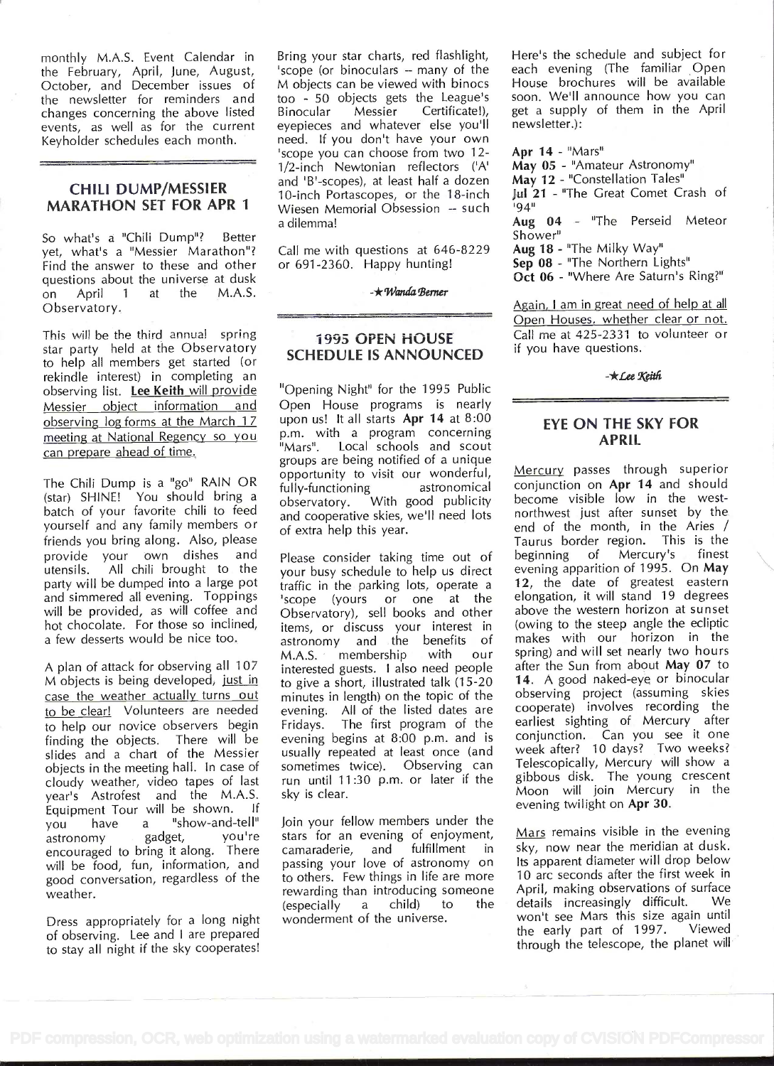monthly M.A.S. Event Calendar in the February, April, June, August, October, and December issues of the newsletter for reminders and changes concerning the above listed events, as well as for the current Keyholder schedules each month.

## CHILI DUMP/MESSIER MARATHON SET FOR APR 1

So what's a "Chili Dump"? Better yet, what's a "Messier Marathon"? Find the answer to these and other questions about the universe at dusk on April 1 at the M.A.S. Observatory.

This will be the third annual spring star party held at the Observatory to help all members get started (or rekindle interest) in completing an observing list. **Lee Keith** will provide Messier object information and observing log forms at the March 17 meeting at National Regency so you can prepare ahead of time.

The Chili Dump is a "go" RAIN OR (star) SHINE! You should bring a batch of your favorite chili to feed yourself and any family members or friends you bring along. Also, please provide your own dishes and utensils. All chili brought to the party will be dumped into a large pot and simmered all evening. Toppings will be provided, as will coffee and hot chocolate. For those so inclined, a few desserts would be nice too.

A plan of attack for observing all 107 M objects is being developed, just in case the weather actually turns out to be clear! Volunteers are needed to help our novice observers begin finding the objects. There will be slides and a chart of the Messier objects in the meeting hall. In case of cloudy weather, video tapes of last year's Astrofest and the M.A.S. Equipment Tour will be shown. If you have a "show-and-tell" astronomy gadget, you're encouraged to bring it along. There will be food, fun, information, and good conversation, regardless of the weather.

Dress appropriately for a long night of observing. Lee and I are prepared to stay all night if the sky cooperates! Bring your star charts, red flashlight, 'scope (or binoculars -- many of the M objects can be viewed with binocs too - 50 objects gets the League's Binocular Messier Certificate!), eyepieces and whatever else you'll need. If you don't have your own 'scope you can choose from two 12-1/2-inch Newtonian reflectors ('A' and 'B'-scopes), at least half a dozen 10-inch Portascopes, or the 18-inch Wiesen Memorial Obsession -- such a dilemma!

Call me with questions at 646-8229 or 691-2360. Happy hunting!

-★ *Wanda Berner*

## 1995 OPEN HOUSE SCHEDULE IS ANNOUNCED

"Opening Night" for the 1995 Public Open House programs is nearly upon us! It all starts **Apr 14** at 8:00 p.m. with a program concerning "Mars". Local schools and scout groups are being notified of a unique opportunity to visit our wonderful, fully-functioning astronomical observatory. With good publicity and cooperative skies, we'll need lots of extra help this year.

Please consider taking time out of your busy schedule to help us direct traffic in the parking lots, operate a 'scope (yours or one at the Observatory), sell books and other items, or discuss your interest in astronomy and the benefits of M.A.S. membership with our interested guests. I also need people to give a short, illustrated talk (15-20 minutes in length) on the topic of the evening. All of the listed dates are Fridays. The first program of the evening begins at 8:00 p.m. and is usually repeated at least once (and sometimes twice). Observing can run until 11:30 p.m. or later if the sky is clear.

Join your fellow members under the stars for an evening of enjoyment, camaraderie, and fulfillment in passing your love of astronomy on to others. Few things in life are more rewarding than introducing someone (especially a child) to the wonderment of the universe.

Here's the schedule and subject for each evening (The familiar Open House brochures will be available soon. We'll announce how you can get a supply of them in the April newsletter.):

**Apr 14** - "Mars"
**May 05** - "Amateur Astronomy"
**May 12** - "Constellation Tales"
**Jul 21** - "The Great Comet Crash of '94"
**Aug 04** - "The Perseid Meteor Shower"
**Aug 18** - "The Milky Way"
**Sep 08** - "The Northern Lights"
**Oct 06** - "Where Are Saturn's Ring?"

Again, I am in great need of help at all Open Houses, whether clear or not. Call me at 425-2331 to volunteer or if you have questions.

-★ *Lee Keith*

## EYE ON THE SKY FOR APRIL

Mercury passes through superior conjunction on **Apr 14** and should become visible low in the west-northwest just after sunset by the end of the month, in the Aries / Taurus border region. This is the beginning of Mercury's finest evening apparition of 1995. On **May 12**, the date of greatest eastern elongation, it will stand 19 degrees above the western horizon at sunset (owing to the steep angle the ecliptic makes with our horizon in the spring) and will set nearly two hours after the Sun from about **May 07** to **14**. A good naked-eye or binocular observing project (assuming skies cooperate) involves recording the earliest sighting of Mercury after conjunction. Can you see it one week after? 10 days? Two weeks? Telescopically, Mercury will show a gibbous disk. The young crescent Moon will join Mercury in the evening twilight on **Apr 30**.

Mars remains visible in the evening sky, now near the meridian at dusk. Its apparent diameter will drop below 10 arc seconds after the first week in April, making observations of surface details increasingly difficult. We won't see Mars this size again until the early part of 1997. Viewed through the telescope, the planet will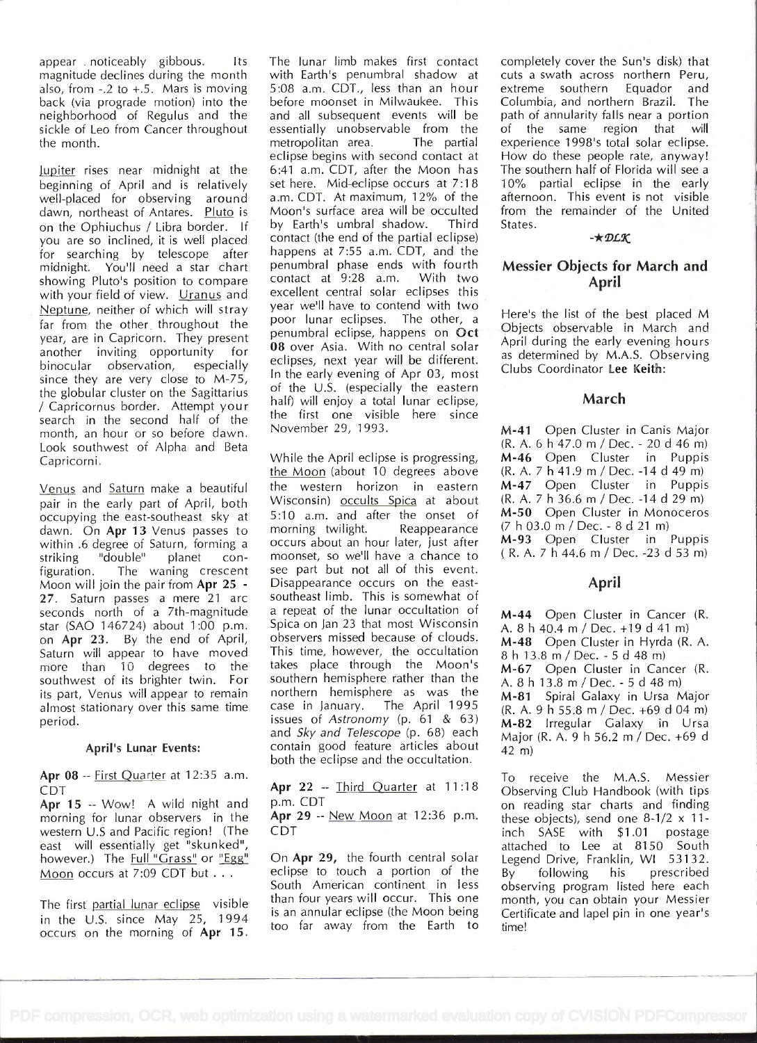appear noticeably gibbous. Its magnitude declines during the month also, from -.2 to +.5. Mars is moving back (via prograde motion) into the neighborhood of Regulus and the sickle of Leo from Cancer throughout the month.

Jupiter rises near midnight at the beginning of April and is relatively well-placed for observing around dawn, northeast of Antares. Pluto is on the Ophiuchus / Libra border. If you are so inclined, it is well placed for searching by telescope after midnight. You'll need a star chart showing Pluto's position to compare with your field of view. Uranus and Neptune, neither of which will stray far from the other throughout the year, are in Capricorn. They present another inviting opportunity for binocular observation, especially since they are very close to M-75, the globular cluster on the Sagittarius / Capricornus border. Attempt your search in the second half of the month, an hour or so before dawn. Look southwest of Alpha and Beta Capricorni.

Venus and Saturn make a beautiful pair in the early part of April, both occupying the east-southeast sky at dawn. On **Apr 13** Venus passes to within .6 degree of Saturn, forming a striking "double" planet configuration. The waning crescent Moon will join the pair from **Apr 25 - 27**. Saturn passes a mere 21 arc seconds north of a 7th-magnitude star (SAO 146724) about 1:00 p.m. on **Apr 23**. By the end of April, Saturn will appear to have moved more than 10 degrees to the southwest of its brighter twin. For its part, Venus will appear to remain almost stationary over this same time period.

#### April's Lunar Events:

**Apr 08** -- First Quarter at 12:35 a.m. CDT

**Apr 15** -- Wow! A wild night and morning for lunar observers in the western U.S and Pacific region! (The east will essentially get "skunked", however.) The Full "Grass" or "Egg" Moon occurs at 7:09 CDT but . . .

The first partial lunar eclipse visible in the U.S. since May 25, 1994 occurs on the morning of **Apr 15**. The lunar limb makes first contact with Earth's penumbral shadow at 5:08 a.m. CDT., less than an hour before moonset in Milwaukee. This and all subsequent events will be essentially unobservable from the metropolitan area. The partial eclipse begins with second contact at 6:41 a.m. CDT, after the Moon has set here. Mid-eclipse occurs at 7:18 a.m. CDT. At maximum, 12% of the Moon's surface area will be occulted by Earth's umbral shadow. Third contact (the end of the partial eclipse) happens at 7:55 a.m. CDT, and the penumbral phase ends with fourth contact at 9:28 a.m. With two excellent central solar eclipses this year we'll have to contend with two poor lunar eclipses. The other, a penumbral eclipse, happens on **Oct 08** over Asia. With no central solar eclipses, next year will be different. In the early evening of Apr 03, most of the U.S. (especially the eastern half) will enjoy a total lunar eclipse, the first one visible here since November 29, 1993.

While the April eclipse is progressing, the Moon (about 10 degrees above the western horizon in eastern Wisconsin) occults Spica at about 5:10 a.m. and after the onset of morning twilight. Reappearance occurs about an hour later, just after moonset, so we'll have a chance to see part but not all of this event. Disappearance occurs on the east-southeast limb. This is somewhat of a repeat of the lunar occultation of Spica on Jan 23 that most Wisconsin observers missed because of clouds. This time, however, the occultation takes place through the Moon's southern hemisphere rather than the northern hemisphere as was the case in January. The April 1995 issues of *Astronomy* (p. 61 & 63) and *Sky and Telescope* (p. 68) each contain good feature articles about both the eclipse and the occultation.

**Apr 22** -- Third Quarter at 11:18 p.m. CDT

**Apr 29** -- New Moon at 12:36 p.m. CDT

On **Apr 29**, the fourth central solar eclipse to touch a portion of the South American continent in less than four years will occur. This one is an annular eclipse (the Moon being too far away from the Earth to completely cover the Sun's disk) that cuts a swath across northern Peru, extreme southern Equador and Columbia, and northern Brazil. The path of annularity falls near a portion of the same region that will experience 1998's total solar eclipse. How do these people rate, anyway! The southern half of Florida will see a 10% partial eclipse in the early afternoon. This event is not visible from the remainder of the United States.

-★*DLK*

## Messier Objects for March and April

Here's the list of the best placed M Objects observable in March and April during the early evening hours as determined by M.A.S. Observing Clubs Coordinator **Lee Keith**:

### March

**M-41** Open Cluster in Canis Major (R. A. 6 h 47.0 m / Dec. - 20 d 46 m)
**M-46** Open Cluster in Puppis (R. A. 7 h 41.9 m / Dec. -14 d 49 m)
**M-47** Open Cluster in Puppis (R. A. 7 h 36.6 m / Dec. -14 d 29 m)
**M-50** Open Cluster in Monoceros (7 h 03.0 m / Dec. - 8 d 21 m)
**M-93** Open Cluster in Puppis ( R. A. 7 h 44.6 m / Dec. -23 d 53 m)

### April

**M-44** Open Cluster in Cancer (R. A. 8 h 40.4 m / Dec. +19 d 41 m)
**M-48** Open Cluster in Hyrda (R. A. 8 h 13.8 m / Dec. - 5 d 48 m)
**M-67** Open Cluster in Cancer (R. A. 8 h 13.8 m / Dec. - 5 d 48 m)
**M-81** Spiral Galaxy in Ursa Major (R. A. 9 h 55.8 m / Dec. +69 d 04 m)
**M-82** Irregular Galaxy in Ursa Major (R. A. 9 h 56.2 m / Dec. +69 d 42 m)

To receive the M.A.S. Messier Observing Club Handbook (with tips on reading star charts and finding these objects), send one 8-1/2 x 11-inch SASE with $1.01 postage attached to Lee at 8150 South Legend Drive, Franklin, WI 53132. By following his prescribed observing program listed here each month, you can obtain your Messier Certificate and lapel pin in one year's time!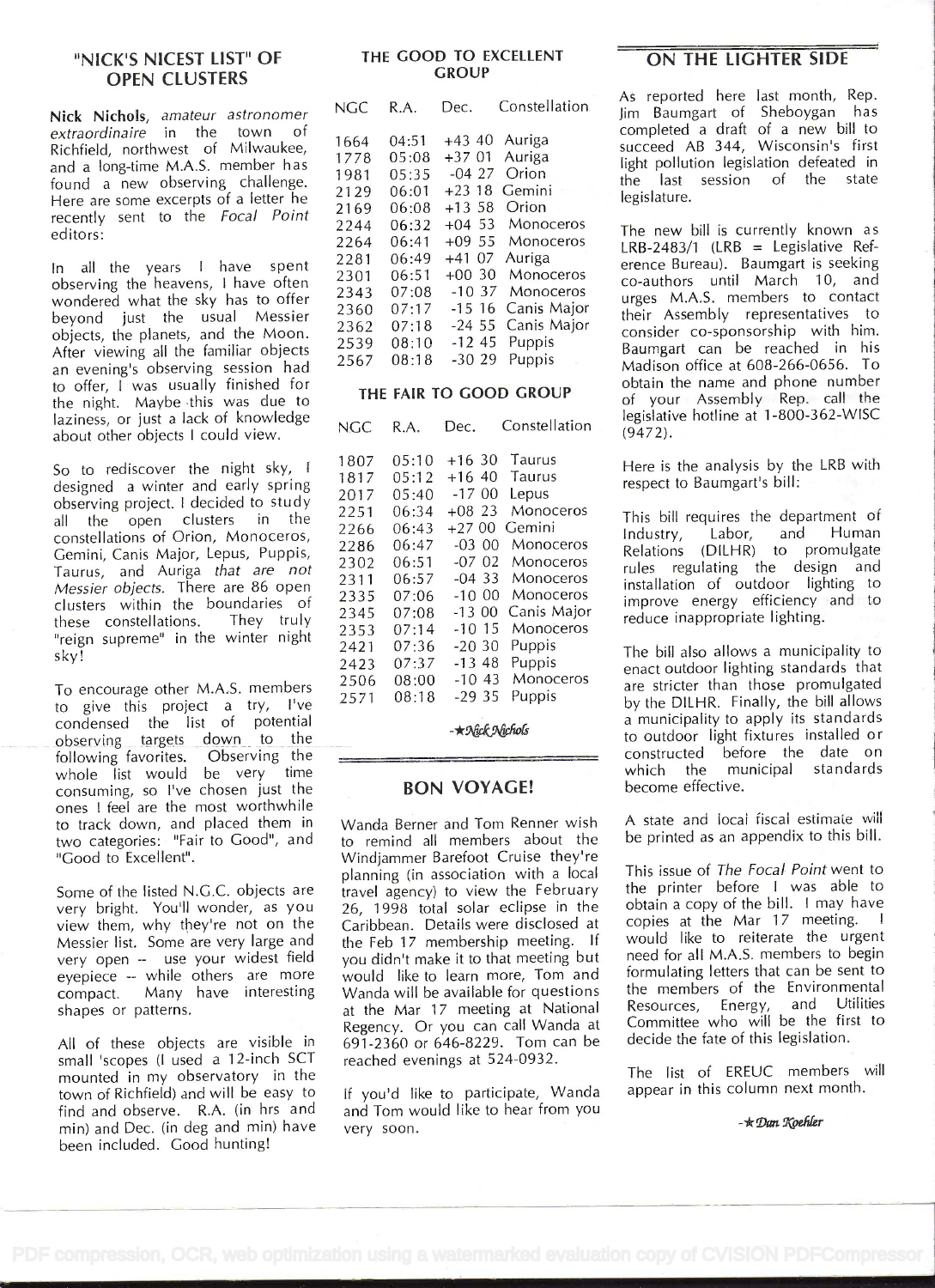## "NICK'S NICEST LIST" OF OPEN CLUSTERS

**Nick Nichols**, *amateur astronomer extraordinaire* in the town of Richfield, northwest of Milwaukee, and a long-time M.A.S. member has found a new observing challenge. Here are some excerpts of a letter he recently sent to the *Focal Point* editors:

In all the years I have spent observing the heavens, I have often wondered what the sky has to offer beyond just the usual Messier objects, the planets, and the Moon. After viewing all the familiar objects an evening's observing session had to offer, I was usually finished for the night. Maybe this was due to laziness, or just a lack of knowledge about other objects I could view.

So to rediscover the night sky, I designed a winter and early spring observing project. I decided to study all the open clusters in the constellations of Orion, Monoceros, Gemini, Canis Major, Lepus, Puppis, Taurus, and Auriga *that are not Messier objects*. There are 86 open clusters within the boundaries of these constellations. They truly "reign supreme" in the winter night sky!

To encourage other M.A.S. members to give this project a try, I've condensed the list of potential observing targets down to the following favorites. Observing the whole list would be very time consuming, so I've chosen just the ones I feel are the most worthwhile to track down, and placed them in two categories: "Fair to Good", and "Good to Excellent".

Some of the listed N.G.C. objects are very bright. You'll wonder, as you view them, why they're not on the Messier list. Some are very large and very open -- use your widest field eyepiece -- while others are more compact. Many have interesting shapes or patterns.

All of these objects are visible in small 'scopes (I used a 12-inch SCT mounted in my observatory in the town of Richfield) and will be easy to find and observe. R.A. (in hrs and min) and Dec. (in deg and min) have been included. Good hunting!

### THE GOOD TO EXCELLENT GROUP

| NGC | R.A. | Dec. | Constellation |
|---|---|---|---|
| 1664 | 04:51 | +43 40 | Auriga |
| 1778 | 05:08 | +37 01 | Auriga |
| 1981 | 05:35 | -04 27 | Orion |
| 2129 | 06:01 | +23 18 | Gemini |
| 2169 | 06:08 | +13 58 | Orion |
| 2244 | 06:32 | +04 53 | Monoceros |
| 2264 | 06:41 | +09 55 | Monoceros |
| 2281 | 06:49 | +41 07 | Auriga |
| 2301 | 06:51 | +00 30 | Monoceros |
| 2343 | 07:08 | -10 37 | Monoceros |
| 2360 | 07:17 | -15 16 | Canis Major |
| 2362 | 07:18 | -24 55 | Canis Major |
| 2539 | 08:10 | -12 45 | Puppis |
| 2567 | 08:18 | -30 29 | Puppis |

### THE FAIR TO GOOD GROUP

| NGC | R.A. | Dec. | Constellation |
|---|---|---|---|
| 1807 | 05:10 | +16 30 | Taurus |
| 1817 | 05:12 | +16 40 | Taurus |
| 2017 | 05:40 | -17 00 | Lepus |
| 2251 | 06:34 | +08 23 | Monoceros |
| 2266 | 06:43 | +27 00 | Gemini |
| 2286 | 06:47 | -03 00 | Monoceros |
| 2302 | 06:51 | -07 02 | Monoceros |
| 2311 | 06:57 | -04 33 | Monoceros |
| 2335 | 07:06 | -10 00 | Monoceros |
| 2345 | 07:08 | -13 00 | Canis Major |
| 2353 | 07:14 | -10 15 | Monoceros |
| 2421 | 07:36 | -20 30 | Puppis |
| 2423 | 07:37 | -13 48 | Puppis |
| 2506 | 08:00 | -10 43 | Monoceros |
| 2571 | 08:18 | -29 35 | Puppis |

-★*Nick Nichols*

## BON VOYAGE!

Wanda Berner and Tom Renner wish to remind all members about the Windjammer Barefoot Cruise they're planning (in association with a local travel agency) to view the February 26, 1998 total solar eclipse in the Caribbean. Details were disclosed at the Feb 17 membership meeting. If you didn't make it to that meeting but would like to learn more, Tom and Wanda will be available for questions at the Mar 17 meeting at National Regency. Or you can call Wanda at 691-2360 or 646-8229. Tom can be reached evenings at 524-0932.

If you'd like to participate, Wanda and Tom would like to hear from you very soon.

## ON THE LIGHTER SIDE

As reported here last month, Rep. Jim Baumgart of Sheboygan has completed a draft of a new bill to succeed AB 344, Wisconsin's first light pollution legislation defeated in the last session of the state legislature.

The new bill is currently known as LRB-2483/1 (LRB = Legislative Reference Bureau). Baumgart is seeking co-authors until March 10, and urges M.A.S. members to contact their Assembly representatives to consider co-sponsorship with him. Baumgart can be reached in his Madison office at 608-266-0656. To obtain the name and phone number of your Assembly Rep. call the legislative hotline at 1-800-362-WISC (9472).

Here is the analysis by the LRB with respect to Baumgart's bill:

This bill requires the department of Industry, Labor, and Human Relations (DILHR) to promulgate rules regulating the design and installation of outdoor lighting to improve energy efficiency and to reduce inappropriate lighting.

The bill also allows a municipality to enact outdoor lighting standards that are stricter than those promulgated by the DILHR. Finally, the bill allows a municipality to apply its standards to outdoor light fixtures installed or constructed before the date on which the municipal standards become effective.

A state and local fiscal estimate will be printed as an appendix to this bill.

This issue of *The Focal Point* went to the printer before I was able to obtain a copy of the bill. I may have copies at the Mar 17 meeting. I would like to reiterate the urgent need for all M.A.S. members to begin formulating letters that can be sent to the members of the Environmental Resources, Energy, and Utilities Committee who will be the first to decide the fate of this legislation.

The list of EREUC members will appear in this column next month.

-★*Dan Koehler*